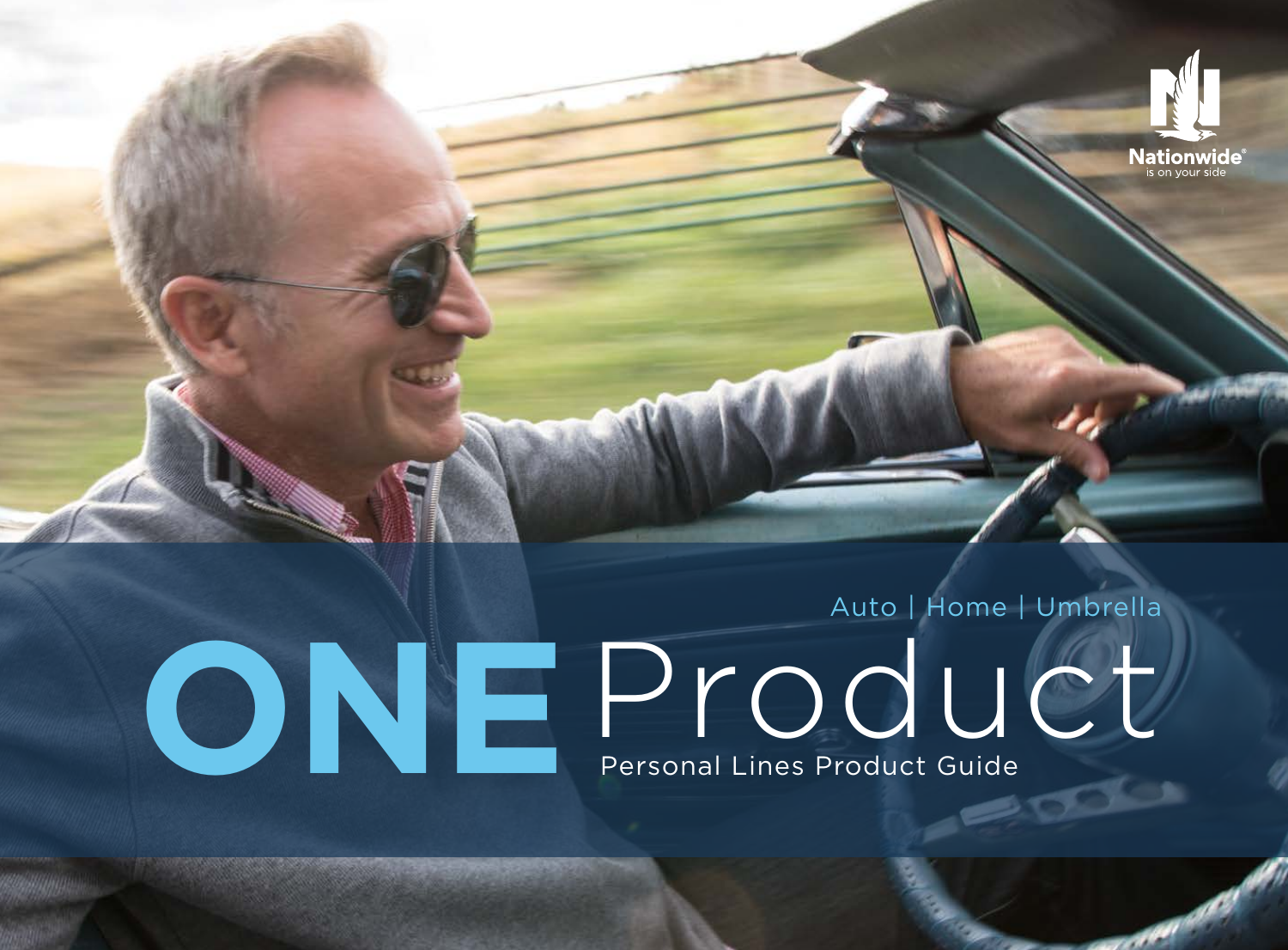Nationwide®
is on your side

Auto | Home | Umbrella

# ONE Product

Personal Lines Product Guide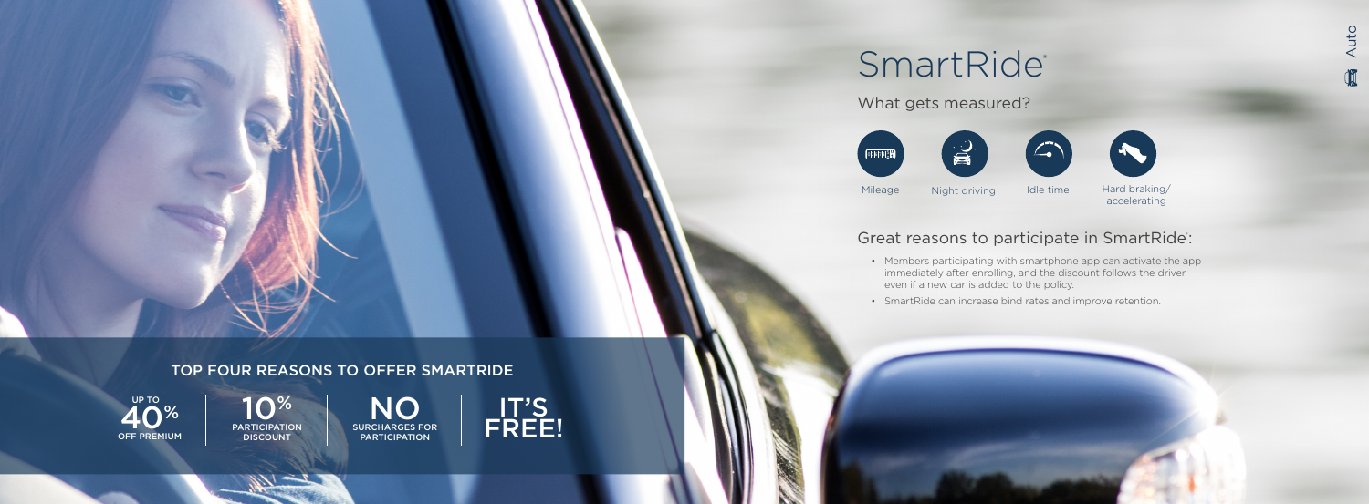# SmartRide®

## What gets measured?

- Mileage
- Night driving
- Idle time
- Hard braking/accelerating

## Great reasons to participate in SmartRide®:

- Members participating with smartphone app can activate the app immediately after enrolling, and the discount follows the driver even if a new car is added to the policy.
- SmartRide can increase bind rates and improve retention.

## TOP FOUR REASONS TO OFFER SMARTRIDE

- UP TO **40%** OFF PREMIUM
- **10%** PARTICIPATION DISCOUNT
- **NO** SURCHARGES FOR PARTICIPATION
- **IT'S FREE!**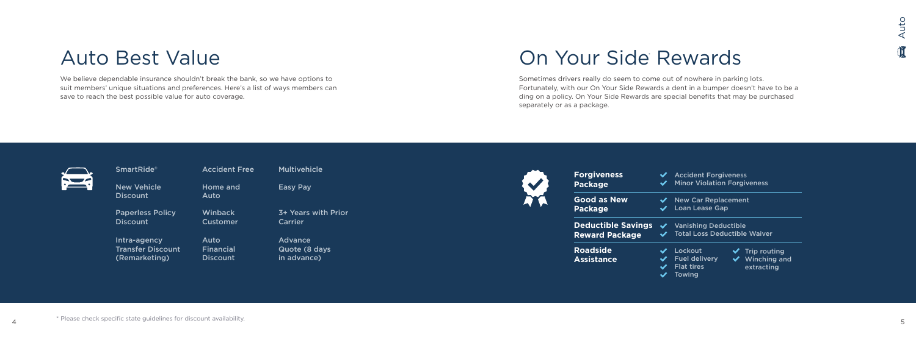# Auto Best Value

We believe dependable insurance shouldn't break the bank, so we have options to suit members' unique situations and preferences. Here's a list of ways members can save to reach the best possible value for auto coverage.

| | | |
|---|---|---|
| SmartRide® | Accident Free | Multivehicle |
| New Vehicle Discount | Home and Auto | Easy Pay |
| Paperless Policy Discount | Winback Customer | 3+ Years with Prior Carrier |
| Intra-agency Transfer Discount (Remarketing) | Auto Financial Discount | Advance Quote (8 days in advance) |

* Please check specific state guidelines for discount availability.

# On Your Side Rewards

Sometimes drivers really do seem to come out of nowhere in parking lots. Fortunately, with our On Your Side Rewards a dent in a bumper doesn't have to be a ding on a policy. On Your Side Rewards are special benefits that may be purchased separately or as a package.

| | |
|---|---|
| **Forgiveness Package** | ✔ Accident Forgiveness<br>✔ Minor Violation Forgiveness |
| **Good as New Package** | ✔ New Car Replacement<br>✔ Loan Lease Gap |
| **Deductible Savings Reward Package** | ✔ Vanishing Deductible<br>✔ Total Loss Deductible Waiver |
| **Roadside Assistance** | ✔ Lockout<br>✔ Fuel delivery<br>✔ Flat tires<br>✔ Towing<br>✔ Trip routing<br>✔ Winching and extracting |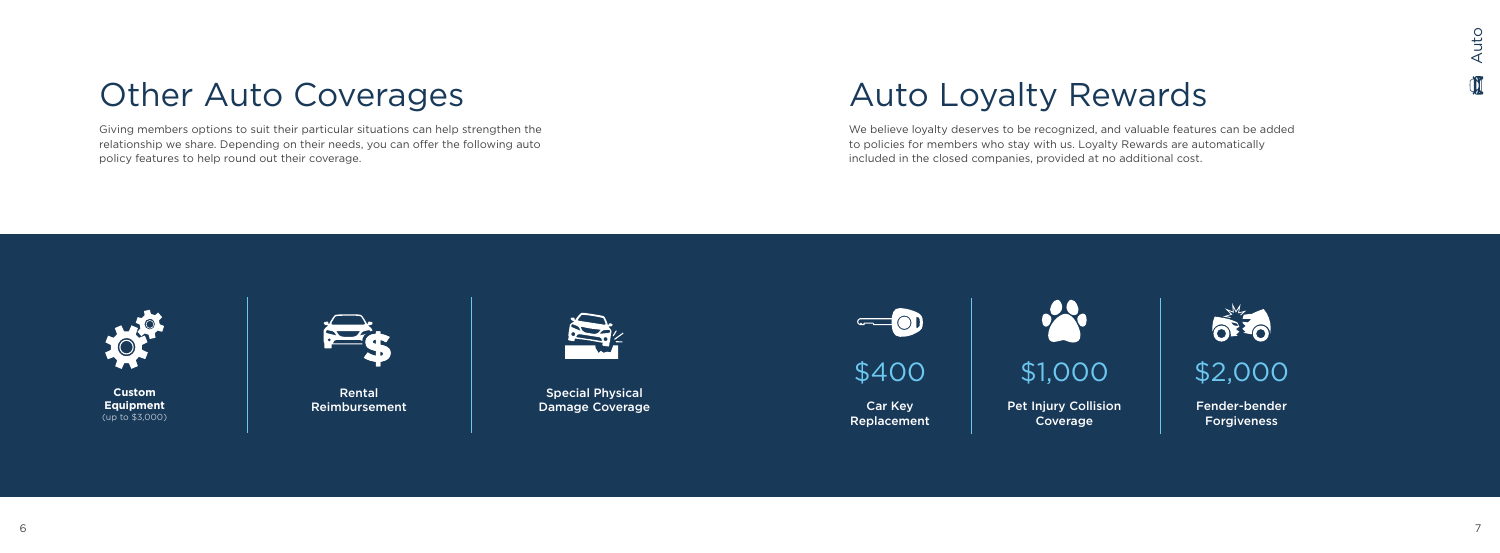# Other Auto Coverages

Giving members options to suit their particular situations can help strengthen the relationship we share. Depending on their needs, you can offer the following auto policy features to help round out their coverage.

**Custom Equipment** (up to $3,000)

Rental Reimbursement

Special Physical Damage Coverage

# Auto Loyalty Rewards

We believe loyalty deserves to be recognized, and valuable features can be added to policies for members who stay with us. Loyalty Rewards are automatically included in the closed companies, provided at no additional cost.

$400

Car Key Replacement

$1,000

Pet Injury Collision Coverage

$2,000

Fender-bender Forgiveness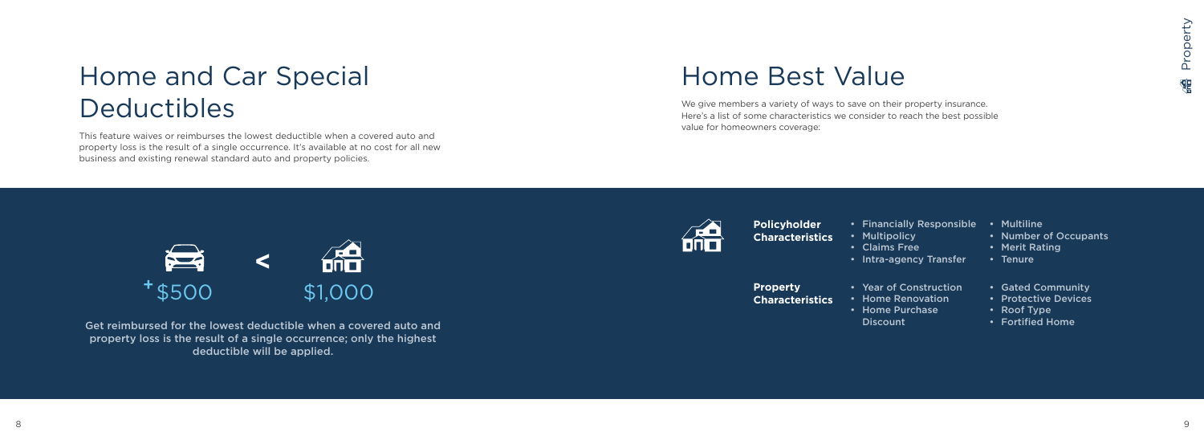# Home and Car Special Deductibles

This feature waives or reimburses the lowest deductible when a covered auto and property loss is the result of a single occurrence. It's available at no cost for all new business and existing renewal standard auto and property policies.

+ $500 < $1,000

Get reimbursed for the lowest deductible when a covered auto and property loss is the result of a single occurrence; only the highest deductible will be applied.

# Home Best Value

We give members a variety of ways to save on their property insurance. Here's a list of some characteristics we consider to reach the best possible value for homeowners coverage:

**Policyholder Characteristics**

- Financially Responsible
- Multipolicy
- Claims Free
- Intra-agency Transfer
- Multiline
- Number of Occupants
- Merit Rating
- Tenure

**Property Characteristics**

- Year of Construction
- Home Renovation
- Home Purchase Discount
- Gated Community
- Protective Devices
- Roof Type
- Fortified Home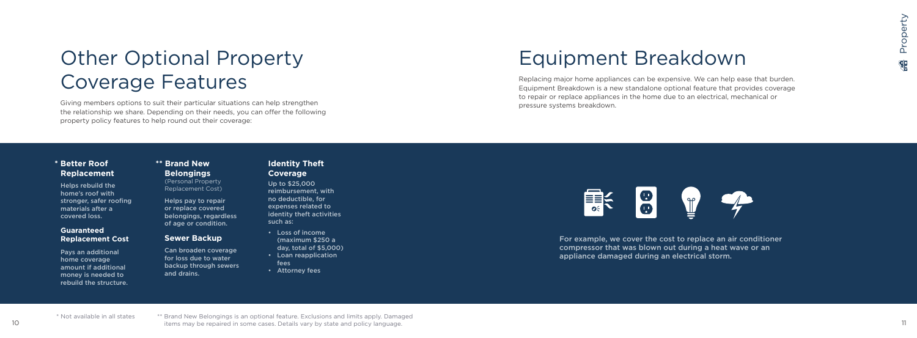# Other Optional Property Coverage Features

Giving members options to suit their particular situations can help strengthen the relationship we share. Depending on their needs, you can offer the following property policy features to help round out their coverage:

### * Better Roof Replacement

Helps rebuild the home's roof with stronger, safer roofing materials after a covered loss.

### Guaranteed Replacement Cost

Pays an additional home coverage amount if additional money is needed to rebuild the structure.

### ** Brand New Belongings

(Personal Property Replacement Cost)

Helps pay to repair or replace covered belongings, regardless of age or condition.

### Sewer Backup

Can broaden coverage for loss due to water backup through sewers and drains.

### Identity Theft Coverage

Up to $25,000 reimbursement, with no deductible, for expenses related to identity theft activities such as:

- Loss of income (maximum $250 a day, total of $5,000)
- Loan reapplication fees
- Attorney fees

* Not available in all states

** Brand New Belongings is an optional feature. Exclusions and limits apply. Damaged items may be repaired in some cases. Details vary by state and policy language.

# Equipment Breakdown

Replacing major home appliances can be expensive. We can help ease that burden. Equipment Breakdown is a new standalone optional feature that provides coverage to repair or replace appliances in the home due to an electrical, mechanical or pressure systems breakdown.

For example, we cover the cost to replace an air conditioner compressor that was blown out during a heat wave or an appliance damaged during an electrical storm.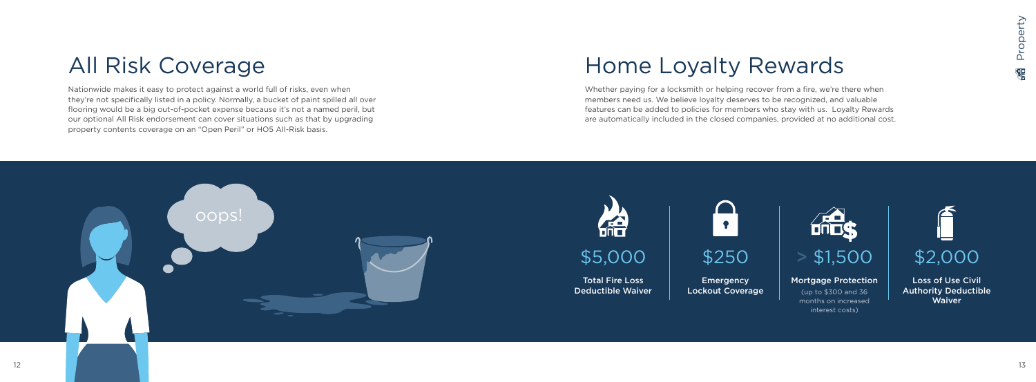# All Risk Coverage

Nationwide makes it easy to protect against a world full of risks, even when they're not specifically listed in a policy. Normally, a bucket of paint spilled all over flooring would be a big out-of-pocket expense because it's not a named peril, but our optional All Risk endorsement can cover situations such as that by upgrading property contents coverage on an "Open Peril" or HO5 All-Risk basis.

oops!

# Home Loyalty Rewards

Whether paying for a locksmith or helping recover from a fire, we're there when members need us. We believe loyalty deserves to be recognized, and valuable features can be added to policies for members who stay with us. Loyalty Rewards are automatically included in the closed companies, provided at no additional cost.

$5,000

Total Fire Loss Deductible Waiver

$250

Emergency Lockout Coverage

> $1,500

Mortgage Protection

(up to $300 and 36 months on increased interest costs)

$2,000

Loss of Use Civil Authority Deductible Waiver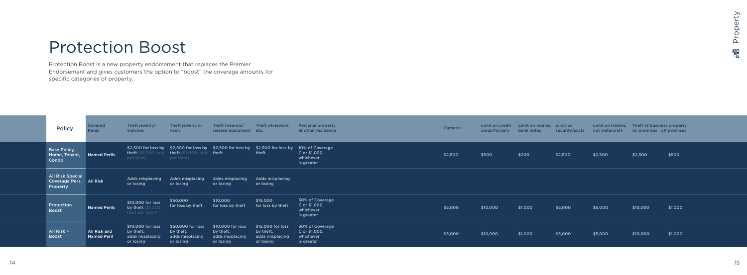# Protection Boost

Protection Boost is a new property endorsement that replaces the Premier Endorsement and gives customers the option to "boost" the coverage amounts for specific categories of property.

| Policy | Covered Perils | Theft jewelry/ watches | Theft jewelry in vault | Theft firearms/ related equipment | Theft silverware, etc. | Personal property at other residence | Cameras | Limit on credit cards/forgery | Limit on money, bank notes | Limit on security/accts | Limit on trailers, not watercraft | Theft of business property on premises | Theft of business property off premises |
|---|---|---|---|---|---|---|---|---|---|---|---|---|---|
| Base Policy, Home, Tenant, Condo | Named Perils | $2,500 for loss by theft ($1,000 limit per item) | $2,500 for loss by theft ($1,000 limit per item) | $2,500 for loss by theft | $2,500 for loss by theft | 10% of Coverage C or $1,000, whichever is greater | $2,500 | $500 | $200 | $2,500 | $2,500 | $2,500 | $500 |
| All Risk Special Coverage Pers. Property | All Risk | Adds misplacing or losing | Adds misplacing or losing | Adds misplacing or losing | Adds misplacing or losing | | | | | | | | |
| Protection Boost | Named Perils | $10,000 for loss by theft ($1,000 limit per item) | $50,000 for loss by theft | $10,000 for loss by theft | $15,000 for loss by theft | 30% of Coverage C or $1,000, whichever is greater | $5,000 | $10,000 | $1,000 | $5,000 | $5,000 | $10,000 | $1,000 |
| All Risk + Boost | All Risk and Named Peril | $10,000 for loss by theft, adds misplacing or losing | $50,000 for loss by theft, adds misplacing or losing | $10,000 for loss by theft, adds misplacing or losing | $15,000 for loss by theft, adds misplacing or losing | 30% of Coverage C or $1,000, whichever is greater | $5,000 | $10,000 | $1,000 | $5,000 | $5,000 | $10,000 | $1,000 |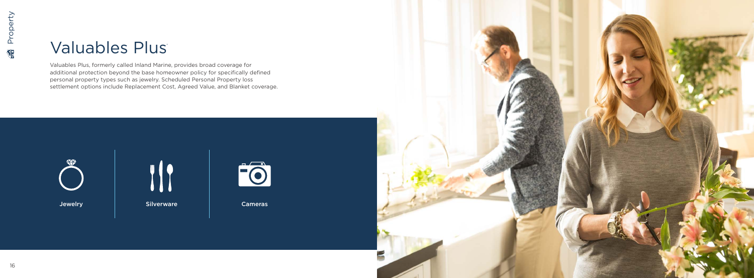# Valuables Plus®

Valuables Plus, formerly called Inland Marine, provides broad coverage for additional protection beyond the base homeowner policy for specifically defined personal property types such as jewelry. Scheduled Personal Property loss settlement options include Replacement Cost, Agreed Value, and Blanket coverage.

Jewelry

Silverware

Cameras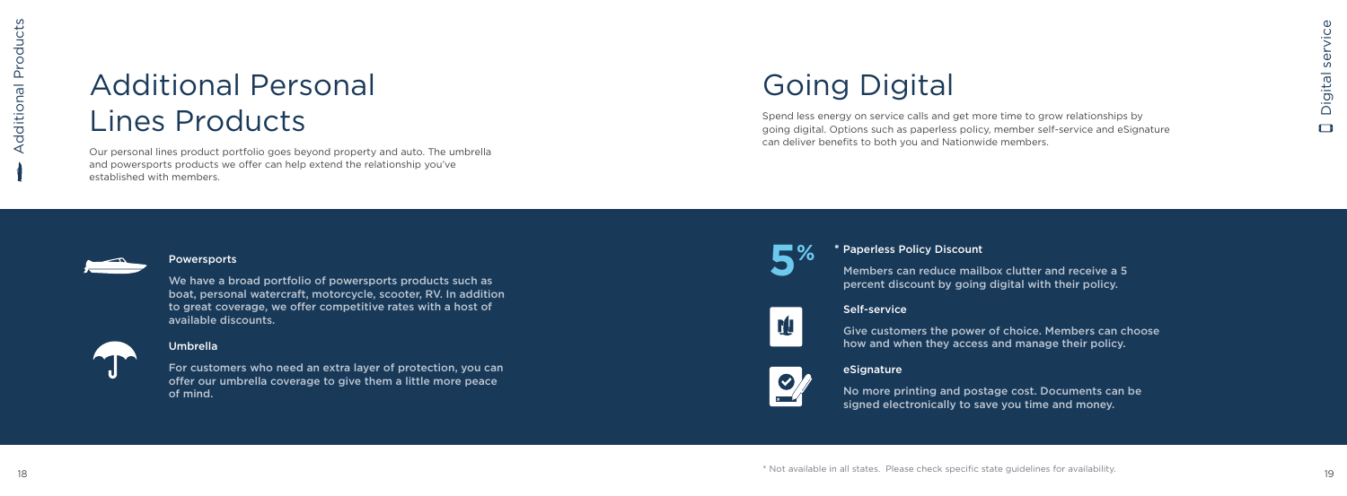# Additional Personal Lines Products

Our personal lines product portfolio goes beyond property and auto. The umbrella and powersports products we offer can help extend the relationship you've established with members.

### Powersports

We have a broad portfolio of powersports products such as boat, personal watercraft, motorcycle, scooter, RV. In addition to great coverage, we offer competitive rates with a host of available discounts.

### Umbrella

For customers who need an extra layer of protection, you can offer our umbrella coverage to give them a little more peace of mind.

# Going Digital

Spend less energy on service calls and get more time to grow relationships by going digital. Options such as paperless policy, member self-service and eSignature can deliver benefits to both you and Nationwide members.

**5%**

### * Paperless Policy Discount

Members can reduce mailbox clutter and receive a 5 percent discount by going digital with their policy.

### Self-service

Give customers the power of choice. Members can choose how and when they access and manage their policy.

### eSignature

No more printing and postage cost. Documents can be signed electronically to save you time and money.

* Not available in all states. Please check specific state guidelines for availability.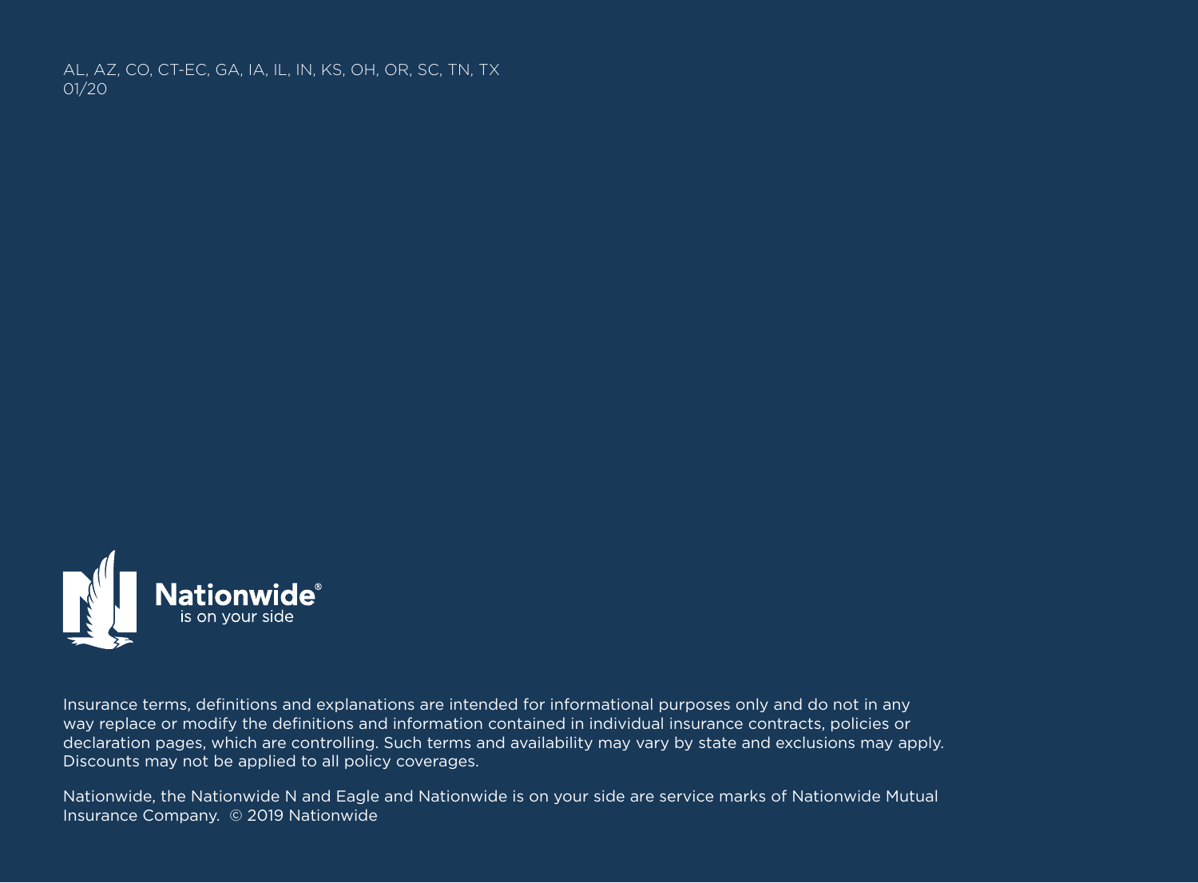AL, AZ, CO, CT-EC, GA, IA, IL, IN, KS, OH, OR, SC, TN, TX
01/20

Nationwide®
is on your side

Insurance terms, definitions and explanations are intended for informational purposes only and do not in any way replace or modify the definitions and information contained in individual insurance contracts, policies or declaration pages, which are controlling. Such terms and availability may vary by state and exclusions may apply. Discounts may not be applied to all policy coverages.

Nationwide, the Nationwide N and Eagle and Nationwide is on your side are service marks of Nationwide Mutual Insurance Company. © 2019 Nationwide